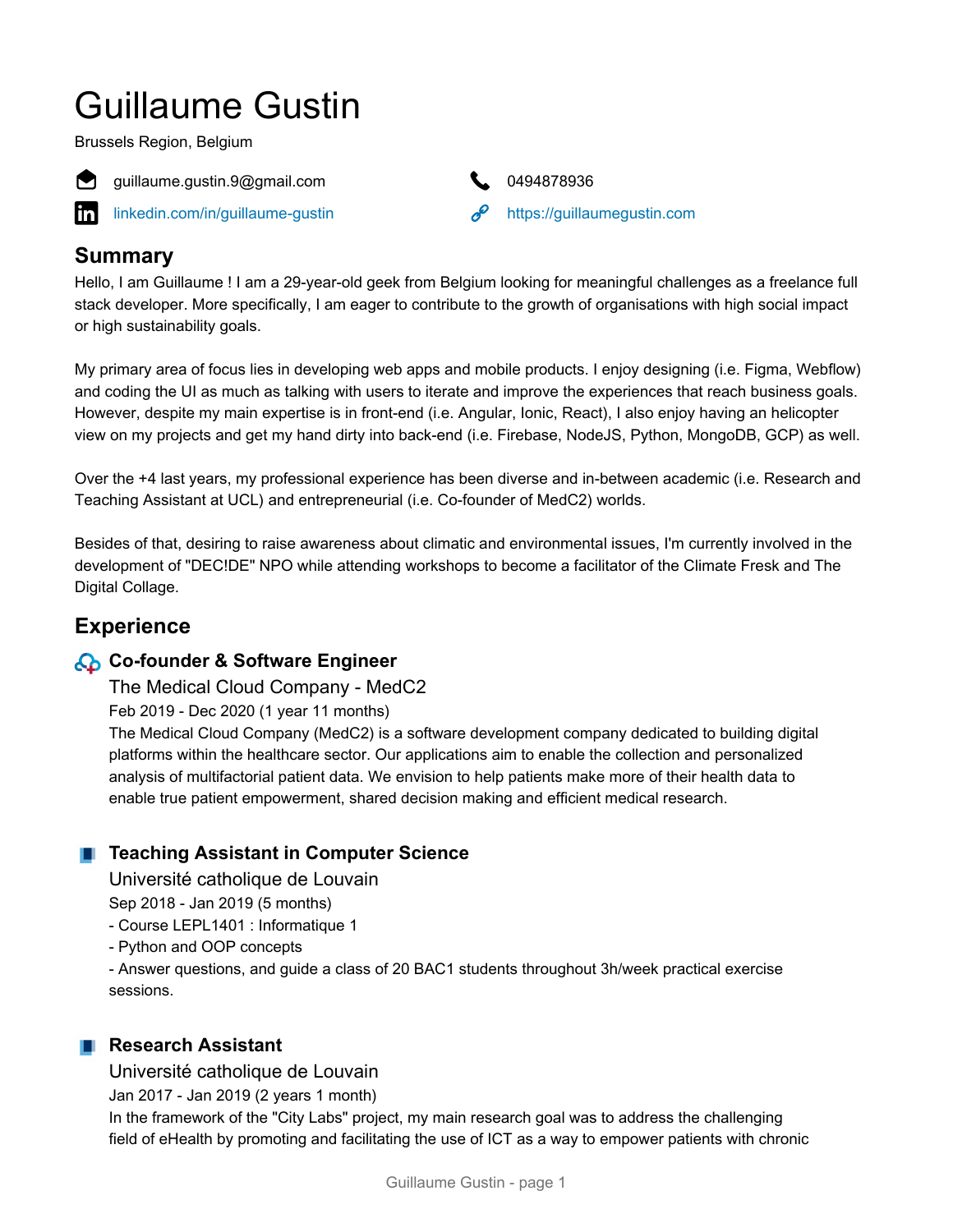# Guillaume Gustin

Brussels Region, Belgium

guillaume.gustin.9@gmail.com

0494878936

linkedin.com/in/guillaume-gustin

https://guillaumegustin.com

## Summary

Hello, I am Guillaume ! I am a 29-year-old geek from Belgium looking for meaningful challenges as a freelance full stack developer. More specifically, I am eager to contribute to the growth of organisations with high social impact or high sustainability goals.

My primary area of focus lies in developing web apps and mobile products. I enjoy designing (i.e. Figma, Webflow) and coding the UI as much as talking with users to iterate and improve the experiences that reach business goals. However, despite my main expertise is in front-end (i.e. Angular, Ionic, React), I also enjoy having an helicopter view on my projects and get my hand dirty into back-end (i.e. Firebase, NodeJS, Python, MongoDB, GCP) as well.

Over the +4 last years, my professional experience has been diverse and in-between academic (i.e. Research and Teaching Assistant at UCL) and entrepreneurial (i.e. Co-founder of MedC2) worlds.

Besides of that, desiring to raise awareness about climatic and environmental issues, I'm currently involved in the development of "DEC!DE" NPO while attending workshops to become a facilitator of the Climate Fresk and The Digital Collage.

## Experience

### Co-founder & Software Engineer

The Medical Cloud Company - MedC2

Feb 2019 - Dec 2020 (1 year 11 months)

The Medical Cloud Company (MedC2) is a software development company dedicated to building digital platforms within the healthcare sector. Our applications aim to enable the collection and personalized analysis of multifactorial patient data. We envision to help patients make more of their health data to enable true patient empowerment, shared decision making and efficient medical research.

### Teaching Assistant in Computer Science

Université catholique de Louvain

Sep 2018 - Jan 2019 (5 months)

- Course LEPL1401 : Informatique 1
- Python and OOP concepts
- Answer questions, and guide a class of 20 BAC1 students throughout 3h/week practical exercise sessions.

### Research Assistant

Université catholique de Louvain

Jan 2017 - Jan 2019 (2 years 1 month)

In the framework of the "City Labs" project, my main research goal was to address the challenging field of eHealth by promoting and facilitating the use of ICT as a way to empower patients with chronic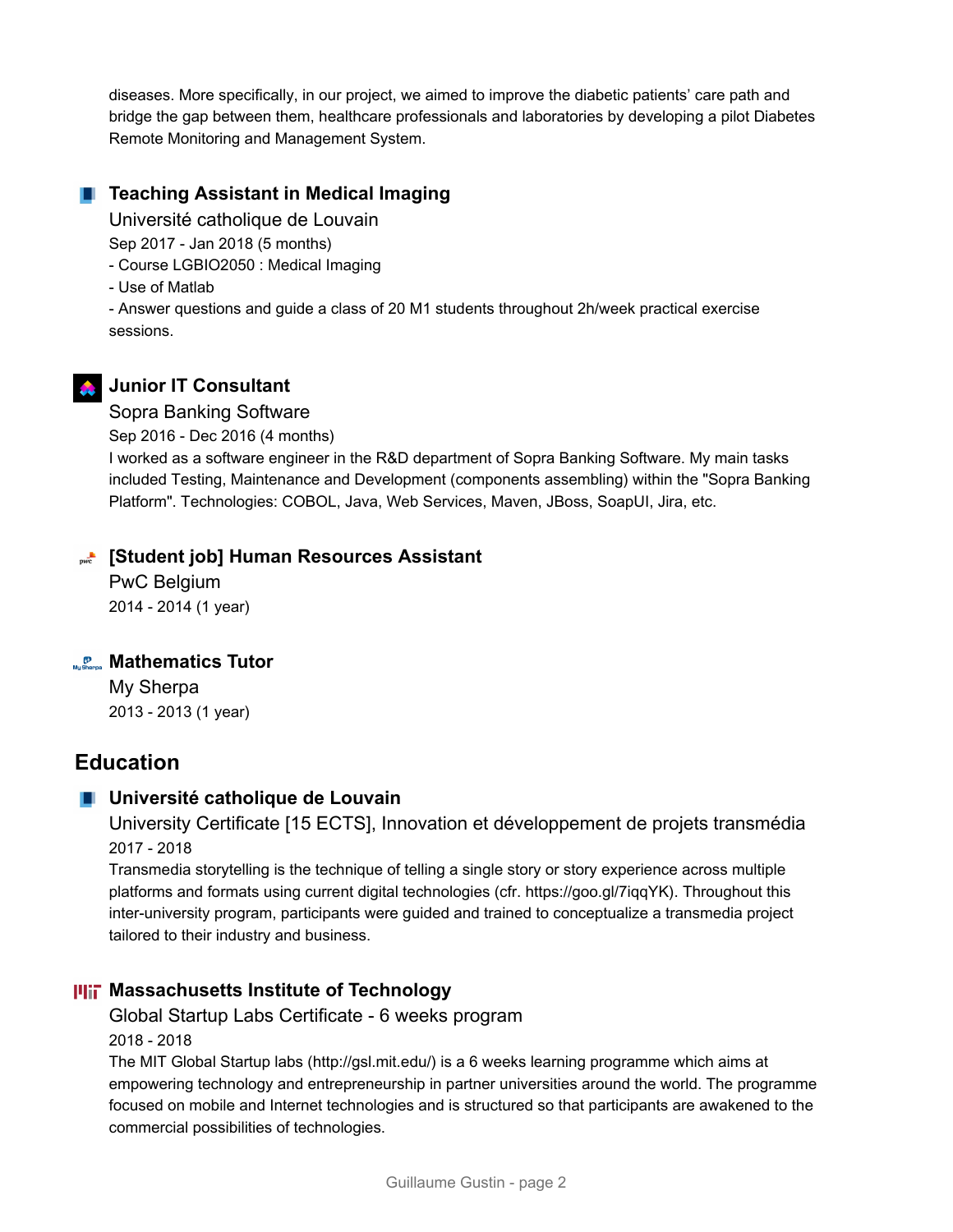diseases. More specifically, in our project, we aimed to improve the diabetic patients' care path and bridge the gap between them, healthcare professionals and laboratories by developing a pilot Diabetes Remote Monitoring and Management System.

### Teaching Assistant in Medical Imaging

Université catholique de Louvain

Sep 2017 - Jan 2018 (5 months)

- Course LGBIO2050 : Medical Imaging
- Use of Matlab
- Answer questions and guide a class of 20 M1 students throughout 2h/week practical exercise sessions.

### Junior IT Consultant

Sopra Banking Software

Sep 2016 - Dec 2016 (4 months)

I worked as a software engineer in the R&D department of Sopra Banking Software. My main tasks included Testing, Maintenance and Development (components assembling) within the "Sopra Banking Platform". Technologies: COBOL, Java, Web Services, Maven, JBoss, SoapUI, Jira, etc.

### [Student job] Human Resources Assistant

PwC Belgium

2014 - 2014 (1 year)

### Mathematics Tutor

My Sherpa

2013 - 2013 (1 year)

## Education

### Université catholique de Louvain

University Certificate [15 ECTS], Innovation et développement de projets transmédia

2017 - 2018

Transmedia storytelling is the technique of telling a single story or story experience across multiple platforms and formats using current digital technologies (cfr. https://goo.gl/7iqqYK). Throughout this inter-university program, participants were guided and trained to conceptualize a transmedia project tailored to their industry and business.

### Massachusetts Institute of Technology

Global Startup Labs Certificate - 6 weeks program

2018 - 2018

The MIT Global Startup labs (http://gsl.mit.edu/) is a 6 weeks learning programme which aims at empowering technology and entrepreneurship in partner universities around the world. The programme focused on mobile and Internet technologies and is structured so that participants are awakened to the commercial possibilities of technologies.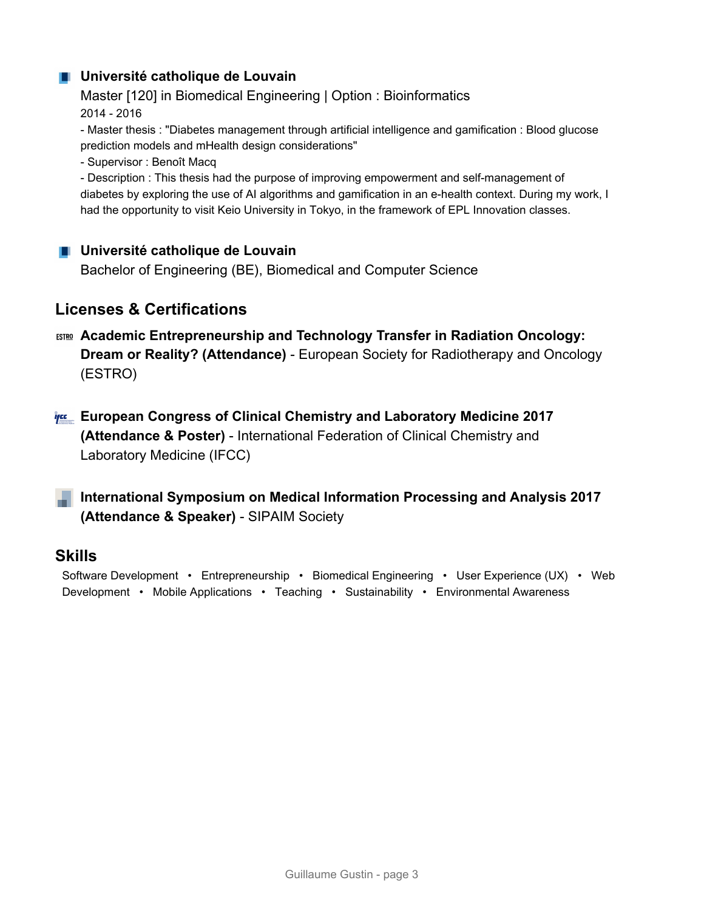**Université catholique de Louvain**

Master [120] in Biomedical Engineering | Option : Bioinformatics

2014 - 2016

- Master thesis : "Diabetes management through artificial intelligence and gamification : Blood glucose prediction models and mHealth design considerations"
- Supervisor : Benoît Macq
- Description : This thesis had the purpose of improving empowerment and self-management of diabetes by exploring the use of AI algorithms and gamification in an e-health context. During my work, I had the opportunity to visit Keio University in Tokyo, in the framework of EPL Innovation classes.

**Université catholique de Louvain**

Bachelor of Engineering (BE), Biomedical and Computer Science

## Licenses & Certifications

**Academic Entrepreneurship and Technology Transfer in Radiation Oncology: Dream or Reality? (Attendance)** - European Society for Radiotherapy and Oncology (ESTRO)

**European Congress of Clinical Chemistry and Laboratory Medicine 2017 (Attendance & Poster)** - International Federation of Clinical Chemistry and Laboratory Medicine (IFCC)

**International Symposium on Medical Information Processing and Analysis 2017 (Attendance & Speaker)** - SIPAIM Society

## Skills

Software Development • Entrepreneurship • Biomedical Engineering • User Experience (UX) • Web Development • Mobile Applications • Teaching • Sustainability • Environmental Awareness